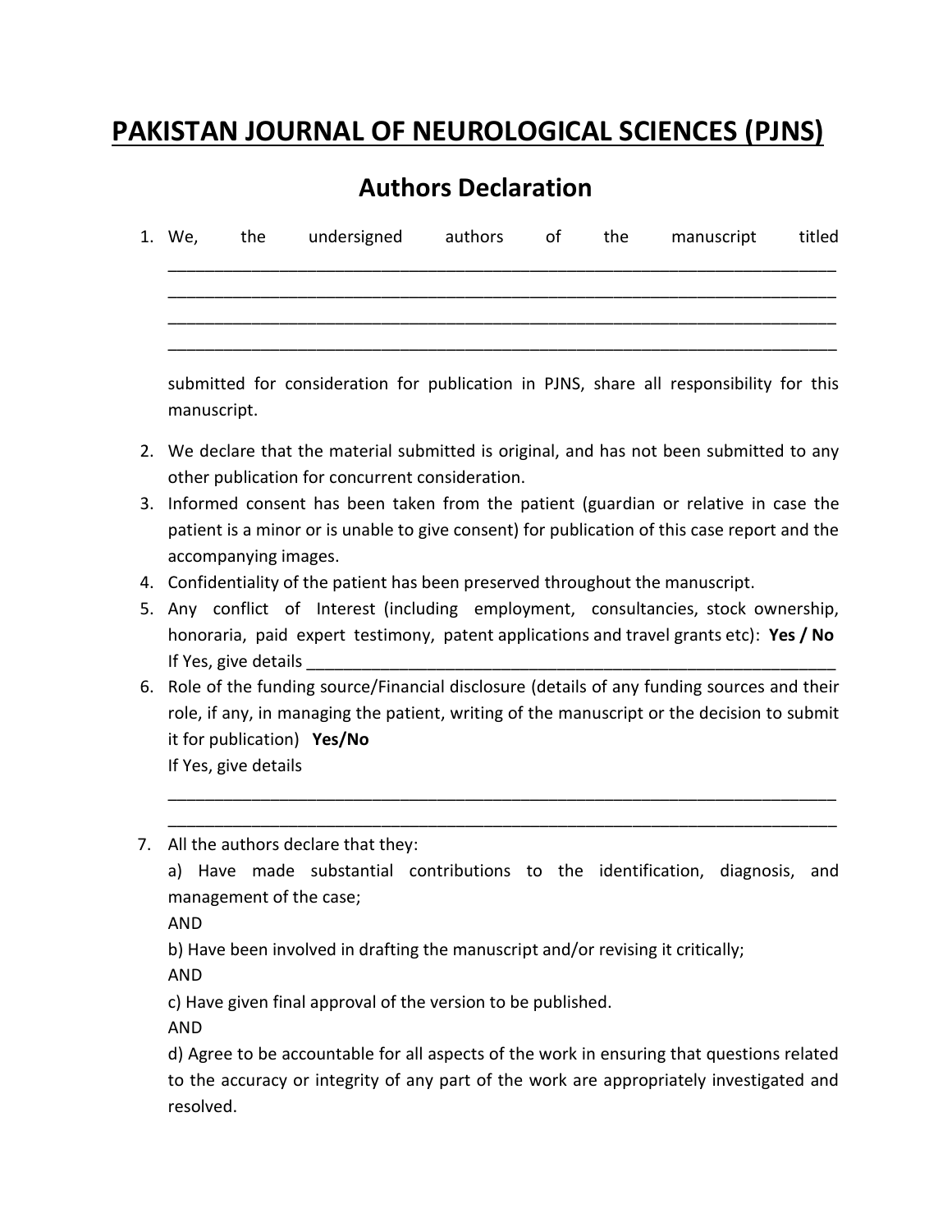# PAKISTAN JOURNAL OF NEUROLOGICAL SCIENCES (PJNS)

## Authors Declaration

1. We, the undersigned authors of the manuscript titled ______________________________________________________________________
______________________________________________________________________
______________________________________________________________________
______________________________________________________________________

   submitted for consideration for publication in PJNS, share all responsibility for this manuscript.

2. We declare that the material submitted is original, and has not been submitted to any other publication for concurrent consideration.
3. Informed consent has been taken from the patient (guardian or relative in case the patient is a minor or is unable to give consent) for publication of this case report and the accompanying images.
4. Confidentiality of the patient has been preserved throughout the manuscript.
5. Any conflict of Interest (including employment, consultancies, stock ownership, honoraria, paid expert testimony, patent applications and travel grants etc): **Yes / No**
   If Yes, give details ____________________________________________________________
6. Role of the funding source/Financial disclosure (details of any funding sources and their role, if any, in managing the patient, writing of the manuscript or the decision to submit it for publication) **Yes/No**
   If Yes, give details
   ______________________________________________________________________
   ______________________________________________________________________
7. All the authors declare that they:
   a) Have made substantial contributions to the identification, diagnosis, and management of the case;
   AND
   b) Have been involved in drafting the manuscript and/or revising it critically;
   AND
   c) Have given final approval of the version to be published.
   AND
   d) Agree to be accountable for all aspects of the work in ensuring that questions related to the accuracy or integrity of any part of the work are appropriately investigated and resolved.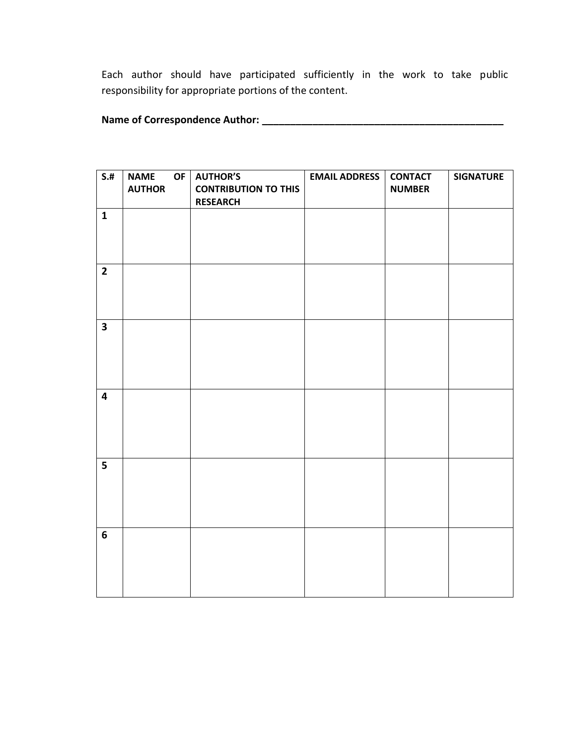Each author should have participated sufficiently in the work to take public responsibility for appropriate portions of the content.

**Name of Correspondence Author: _______________________________________________**

| **S.#** | **NAME OF AUTHOR** | **AUTHOR'S CONTRIBUTION TO THIS RESEARCH** | **EMAIL ADDRESS** | **CONTACT NUMBER** | **SIGNATURE** |
|---|---|---|---|---|---|
| **1** | | | | | |
| **2** | | | | | |
| **3** | | | | | |
| **4** | | | | | |
| **5** | | | | | |
| **6** | | | | | |